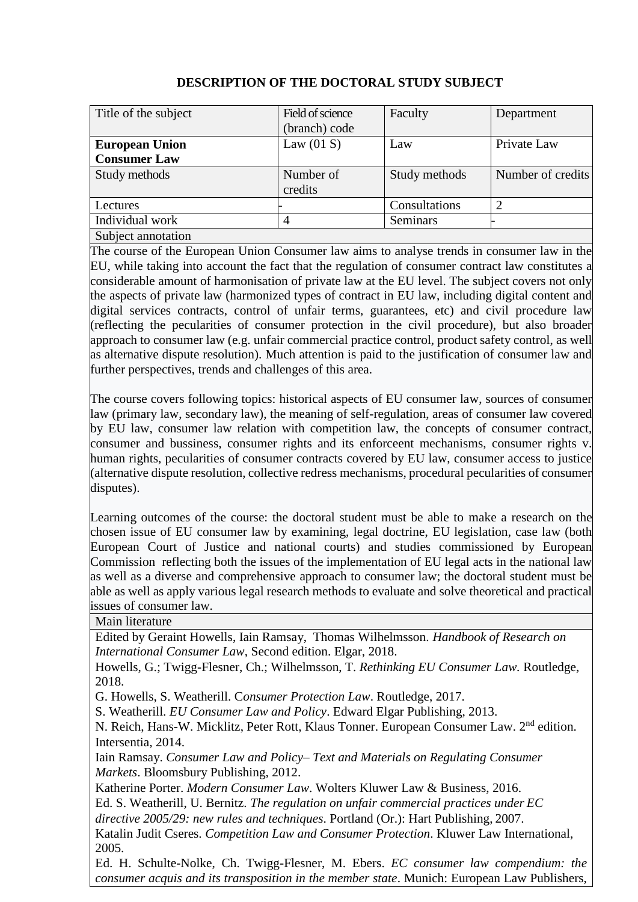# DESCRIPTION OF THE DOCTORAL STUDY SUBJECT

| Title of the subject | Field of science (branch) code | Faculty | Department |
|---|---|---|---|
| **European Union Consumer Law** | Law (01 S) | Law | Private Law |
| Study methods | Number of credits | Study methods | Number of credits |
| Lectures | - | Consultations | 2 |
| Individual work | 4 | Seminars | - |

Subject annotation

The course of the European Union Consumer law aims to analyse trends in consumer law in the EU, while taking into account the fact that the regulation of consumer contract law constitutes a considerable amount of harmonisation of private law at the EU level. The subject covers not only the aspects of private law (harmonized types of contract in EU law, including digital content and digital services contracts, control of unfair terms, guarantees, etc) and civil procedure law (reflecting the pecularities of consumer protection in the civil procedure), but also broader approach to consumer law (e.g. unfair commercial practice control, product safety control, as well as alternative dispute resolution). Much attention is paid to the justification of consumer law and further perspectives, trends and challenges of this area.

The course covers following topics: historical aspects of EU consumer law, sources of consumer law (primary law, secondary law), the meaning of self-regulation, areas of consumer law covered by EU law, consumer law relation with competition law, the concepts of consumer contract, consumer and bussiness, consumer rights and its enforceent mechanisms, consumer rights v. human rights, pecularities of consumer contracts covered by EU law, consumer access to justice (alternative dispute resolution, collective redress mechanisms, procedural pecularities of consumer disputes).

Learning outcomes of the course: the doctoral student must be able to make a research on the chosen issue of EU consumer law by examining, legal doctrine, EU legislation, case law (both European Court of Justice and national courts) and studies commissioned by European Commission reflecting both the issues of the implementation of EU legal acts in the national law as well as a diverse and comprehensive approach to consumer law; the doctoral student must be able as well as apply various legal research methods to evaluate and solve theoretical and practical issues of consumer law.

Main literature

Edited by Geraint Howells, Iain Ramsay, Thomas Wilhelmsson. *Handbook of Research on International Consumer Law*, Second edition. Elgar, 2018.

Howells, G.; Twigg-Flesner, Ch.; Wilhelmsson, T. *Rethinking EU Consumer Law*. Routledge, 2018.

G. Howells, S. Weatherill. C*onsumer Protection Law*. Routledge, 2017.

S. Weatherill. *EU Consumer Law and Policy*. Edward Elgar Publishing, 2013.

N. Reich, Hans-W. Micklitz, Peter Rott, Klaus Tonner. European Consumer Law. 2nd edition. Intersentia, 2014.

Iain Ramsay. *Consumer Law and Policy– Text and Materials on Regulating Consumer Markets*. Bloomsbury Publishing, 2012.

Katherine Porter. *Modern Consumer Law*. Wolters Kluwer Law & Business, 2016.

Ed. S. Weatherill, U. Bernitz. *The regulation on unfair commercial practices under EC directive 2005/29: new rules and techniques*. Portland (Or.): Hart Publishing, 2007.

Katalin Judit Cseres. *Competition Law and Consumer Protection*. Kluwer Law International, 2005.

Ed. H. Schulte-Nolke, Ch. Twigg-Flesner, M. Ebers. *EC consumer law compendium: the consumer acquis and its transposition in the member state*. Munich: European Law Publishers,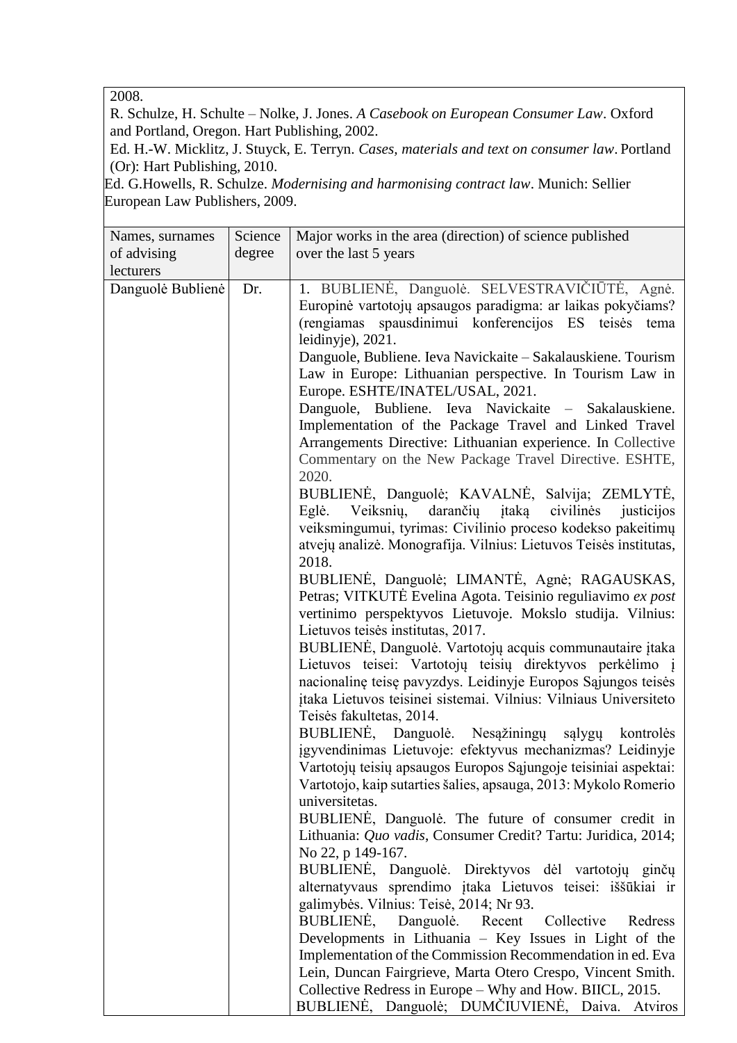2008.

R. Schulze, H. Schulte – Nolke, J. Jones. *A Casebook on European Consumer Law*. Oxford and Portland, Oregon. Hart Publishing, 2002.

Ed. H.-W. Micklitz, J. Stuyck, E. Terryn. *Cases, materials and text on consumer law*. Portland (Or): Hart Publishing, 2010.

Ed. G.Howells, R. Schulze. *Modernising and harmonising contract law*. Munich: Sellier European Law Publishers, 2009.

| Names, surnames of advising lecturers | Science degree | Major works in the area (direction) of science published over the last 5 years |
|---|---|---|
| Danguolė Bublienė | Dr. | 1. BUBLIENĖ, Danguolė. SELVESTRAVIČIŪTĖ, Agnė. Europinė vartotojų apsaugos paradigma: ar laikas pokyčiams? (rengiamas spausdinimui konferencijos ES teisės tema leidinyje), 2021.<br>Danguole, Bubliene. Ieva Navickaite – Sakalauskiene. Tourism Law in Europe: Lithuanian perspective. In Tourism Law in Europe. ESHTE/INATEL/USAL, 2021.<br>Danguole, Bubliene. Ieva Navickaite – Sakalauskiene. Implementation of the Package Travel and Linked Travel Arrangements Directive: Lithuanian experience. In Collective Commentary on the New Package Travel Directive. ESHTE, 2020.<br>BUBLIENĖ, Danguolė; KAVALNĖ, Salvija; ZEMLYTĖ, Eglė. Veiksnių, darančių įtaką civilinės justicijos veiksmingumui, tyrimas: Civilinio proceso kodekso pakeitimų atvejų analizė. Monografija. Vilnius: Lietuvos Teisės institutas, 2018.<br>BUBLIENĖ, Danguolė; LIMANTĖ, Agnė; RAGAUSKAS, Petras; VITKUTĖ Evelina Agota. Teisinio reguliavimo *ex post* vertinimo perspektyvos Lietuvoje. Mokslo studija. Vilnius: Lietuvos teisės institutas, 2017.<br>BUBLIENĖ, Danguolė. Vartotojų acquis communautaire įtaka Lietuvos teisei: Vartotojų teisių direktyvos perkėlimo į nacionalinę teisę pavyzdys. Leidinyje Europos Sąjungos teisės įtaka Lietuvos teisinei sistemai. Vilnius: Vilniaus Universiteto Teisės fakultetas, 2014.<br>BUBLIENĖ, Danguolė. Nesąžiningų sąlygų kontrolės įgyvendinimas Lietuvoje: efektyvus mechanizmas? Leidinyje Vartotojų teisių apsaugos Europos Sąjungoje teisiniai aspektai: Vartotojo, kaip sutarties šalies, apsauga, 2013: Mykolo Romerio universitetas.<br>BUBLIENĖ, Danguolė. The future of consumer credit in Lithuania: *Quo vadis*, Consumer Credit? Tartu: Juridica, 2014; No 22, p 149-167.<br>BUBLIENĖ, Danguolė. Direktyvos dėl vartotojų ginčų alternatyvaus sprendimo įtaka Lietuvos teisei: iššūkiai ir galimybės. Vilnius: Teisė, 2014; Nr 93.<br>BUBLIENĖ, Danguolė. Recent Collective Redress Developments in Lithuania – Key Issues in Light of the Implementation of the Commission Recommendation in ed. Eva Lein, Duncan Fairgrieve, Marta Otero Crespo, Vincent Smith. Collective Redress in Europe – Why and How. BIICL, 2015.<br>BUBLIENĖ, Danguolė; DUMČIUVIENĖ, Daiva. Atviros |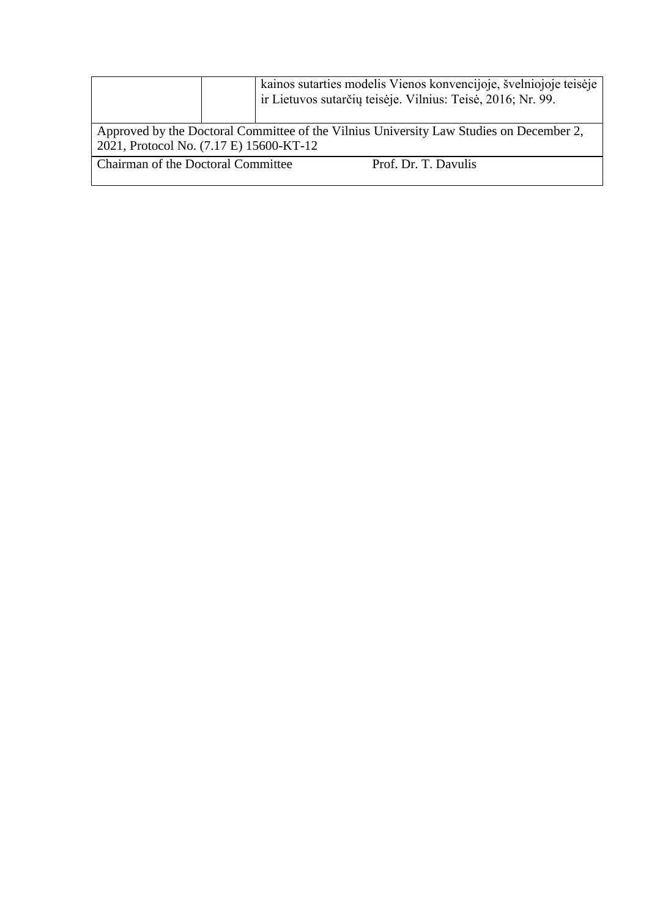| | | |
|---|---|---|
| | | kainos sutarties modelis Vienos konvencijoje, švelniojoje teisėje ir Lietuvos sutarčių teisėje. Vilnius: Teisė, 2016; Nr. 99. |
| Approved by the Doctoral Committee of the Vilnius University Law Studies on December 2, 2021, Protocol No. (7.17 E) 15600-KT-12 | | |
| Chairman of the Doctoral Committee | | Prof. Dr. T. Davulis |